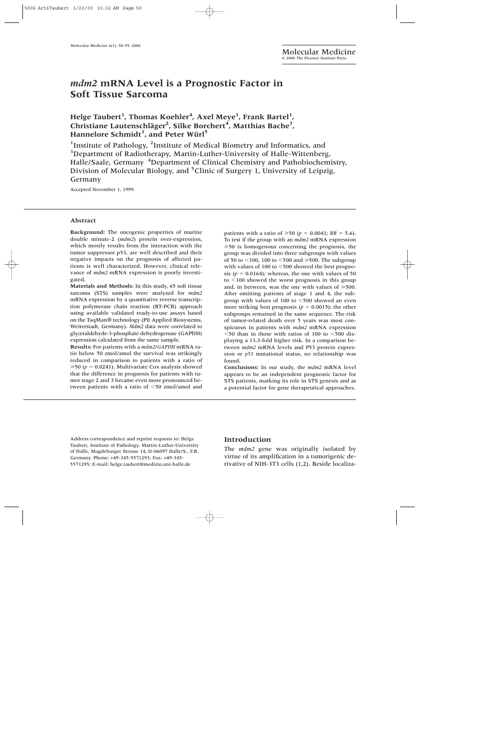# *mdm2* mRNA Level is a Prognostic Factor in Soft Tissue Sarcoma

**Helge Taubert[1], Thomas Koehler[4], Axel Meye[1], Frank Bartel[1], Christiane Lautenschläger[2], Silke Borchert[4], Matthias Bache[3], Hannelore Schmidt[1], and Peter Würl[5]**

[1]Institute of Pathology, [2]Institute of Medical Biometry and Informatics, and [3]Department of Radiotherapy, Martin-Luther-University of Halle-Wittenberg, Halle/Saale, Germany [4]Department of Clinical Chemistry and Pathobiochemistry, Division of Molecular Biology, and [5]Clinic of Surgery 1, University of Leipzig, Germany

Accepted November 1, 1999.

## Abstract

**Background:** The oncogenic properties of murine double minute-2 (*mdm2*) protein over-expression, which mostly results from the interaction with the tumor suppressor p53, are well described and their negative impacts on the prognosis of affected patients is well characterized. However, clinical relevance of *mdm2* mRNA expression is poorly investigated.

**Materials and Methods:** In this study, 65 soft tissue sarcoma (STS) samples were analyzed for *mdm2* mRNA expression by a quantitative reverse transcription polymerase chain reaction (RT-PCR) approach using available validated ready-to-use assays based on the TaqMan® technology (PE Applied Biosystems, Weiterstadt, Germany). *Mdm2* data were correlated to glyceraldehyde-3-phosphate dehydrogenase (GAPDH) expression calculated from the same sample.

**Results:** For patients with a *mdm2*/*GAPDH* mRNA ratio below 50 zmol/amol the survival was strikingly reduced in comparison to patients with a ratio of $\geq$50 ($p = 0.0241$). Multivariate Cox analysis showed that the difference in prognosis for patients with tumor stage 2 and 3 became even more pronounced between patients with a ratio of $<$50 zmol/amol and patients with a ratio of $\geq$50 ($p = 0.0041$; $RR = 5.6$). To test if the group with an *mdm2* mRNA expression $\geq$50 is homogenous concerning the prognosis, the group was divided into three subgroups with values of 50 to $<$100, 100 to $<$500 and $\geq$500. The subgroup with values of 100 to $<$500 showed the best prognosis ($p = 0.0164$); whereas, the one with values of 50 to $<$100 showed the worst prognosis in this group and, in between, was the one with values of $\geq$500. After omitting patients of stage 1 and 4, the subgroup with values of 100 to $<$500 showed an even more striking best prognosis ($p = 0.0015$); the other subgroups remained in the same sequence. The risk of tumor-related death over 5 years was most conspicuous in patients with *mdm2* mRNA expression $<$50 than in those with ratios of 100 to $<$500 displaying a 13.3-fold higher risk. In a comparison between *mdm2* mRNA levels and P53 protein expression or *p53* mutational status, no relationship was found.

**Conclusions:** In our study, the *mdm2* mRNA level appears to be an independent prognostic factor for STS patients, marking its role in STS genesis and as a potential factor for gene therapeutical approaches.

Address correspondence and reprint requests to: Helge Taubert, Institute of Pathology, Martin-Luther-University of Halle, Magdeburger Strasse 14, D-06097 Halle/S., F.R. Germany. Phone: +49-345-5571293; Fax: +49-345-5571295; E-mail: helge.taubert@medizin.uni-halle.de

## Introduction

The *mdm2* gene was originally isolated by virtue of its amplification in a tumorigenic derivative of NIH-3T3 cells (1,2). Beside localiza-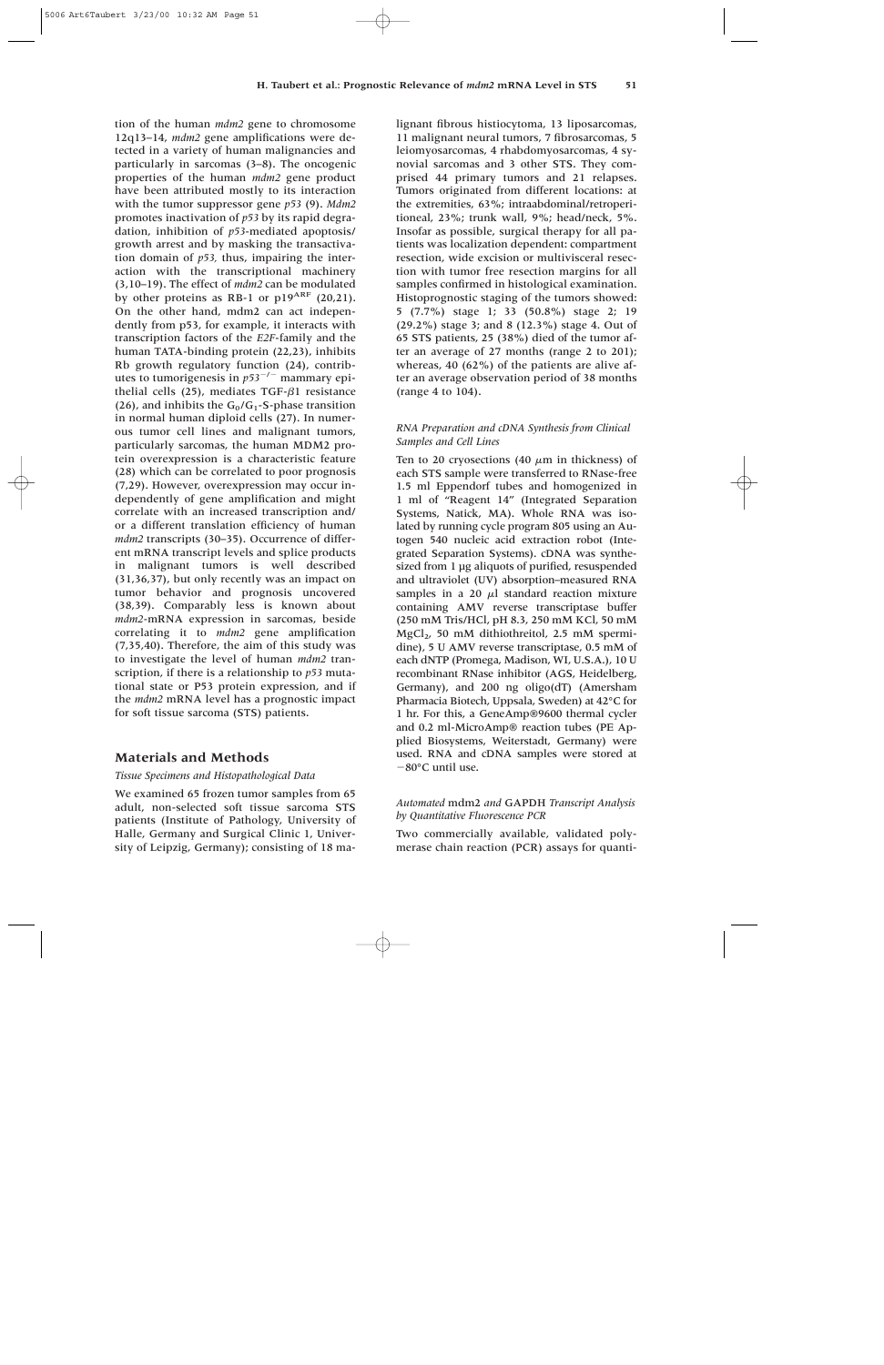tion of the human *mdm2* gene to chromosome 12q13–14, *mdm2* gene amplifications were detected in a variety of human malignancies and particularly in sarcomas (3–8). The oncogenic properties of the human *mdm2* gene product have been attributed mostly to its interaction with the tumor suppressor gene *p53* (9). *Mdm2* promotes inactivation of *p53* by its rapid degradation, inhibition of *p53*-mediated apoptosis/growth arrest and by masking the transactivation domain of *p53*, thus, impairing the interaction with the transcriptional machinery (3,10–19). The effect of *mdm2* can be modulated by other proteins as RB-1 or $p19^{ARF}$ (20,21). On the other hand, mdm2 can act independently from p53, for example, it interacts with transcription factors of the *E2F*-family and the human TATA-binding protein (22,23), inhibits Rb growth regulatory function (24), contributes to tumorigenesis in $p53^{-/-}$ mammary epithelial cells (25), mediates TGF-$\beta$1 resistance (26), and inhibits the $G_0/G_1$-S-phase transition in normal human diploid cells (27). In numerous tumor cell lines and malignant tumors, particularly sarcomas, the human MDM2 protein overexpression is a characteristic feature (28) which can be correlated to poor prognosis (7,29). However, overexpression may occur independently of gene amplification and might correlate with an increased transcription and/or a different translation efficiency of human *mdm2* transcripts (30–35). Occurrence of different mRNA transcript levels and splice products in malignant tumors is well described (31,36,37), but only recently was an impact on tumor behavior and prognosis uncovered (38,39). Comparably less is known about *mdm2*-mRNA expression in sarcomas, beside correlating it to *mdm2* gene amplification (7,35,40). Therefore, the aim of this study was to investigate the level of human *mdm2* transcription, if there is a relationship to *p53* mutational state or P53 protein expression, and if the *mdm2* mRNA level has a prognostic impact for soft tissue sarcoma (STS) patients.

## Materials and Methods

### *Tissue Specimens and Histopathological Data*

We examined 65 frozen tumor samples from 65 adult, non-selected soft tissue sarcoma STS patients (Institute of Pathology, University of Halle, Germany and Surgical Clinic 1, University of Leipzig, Germany); consisting of 18 malignant fibrous histiocytoma, 13 liposarcomas, 11 malignant neural tumors, 7 fibrosarcomas, 5 leiomyosarcomas, 4 rhabdomyosarcomas, 4 synovial sarcomas and 3 other STS. They comprised 44 primary tumors and 21 relapses. Tumors originated from different locations: at the extremities, 63%; intraabdominal/retroperitoneal, 23%; trunk wall, 9%; head/neck, 5%. Insofar as possible, surgical therapy for all patients was localization dependent: compartment resection, wide excision or multivisceral resection with tumor free resection margins for all samples confirmed in histological examination. Histoprognostic staging of the tumors showed: 5 (7.7%) stage 1; 33 (50.8%) stage 2; 19 (29.2%) stage 3; and 8 (12.3%) stage 4. Out of 65 STS patients, 25 (38%) died of the tumor after an average of 27 months (range 2 to 201); whereas, 40 (62%) of the patients are alive after an average observation period of 38 months (range 4 to 104).

### *RNA Preparation and cDNA Synthesis from Clinical Samples and Cell Lines*

Ten to 20 cryosections (40 $\mu$m in thickness) of each STS sample were transferred to RNase-free 1.5 ml Eppendorf tubes and homogenized in 1 ml of "Reagent 14" (Integrated Separation Systems, Natick, MA). Whole RNA was isolated by running cycle program 805 using an Autogen 540 nucleic acid extraction robot (Integrated Separation Systems). cDNA was synthesized from 1 µg aliquots of purified, resuspended and ultraviolet (UV) absorption–measured RNA samples in a 20 $\mu$l standard reaction mixture containing AMV reverse transcriptase buffer (250 mM Tris/HCl, pH 8.3, 250 mM KCl, 50 mM $MgCl_2$, 50 mM dithiothreitol, 2.5 mM spermidine), 5 U AMV reverse transcriptase, 0.5 mM of each dNTP (Promega, Madison, WI, U.S.A.), 10 U recombinant RNase inhibitor (AGS, Heidelberg, Germany), and 200 ng oligo(dT) (Amersham Pharmacia Biotech, Uppsala, Sweden) at 42°C for 1 hr. For this, a GeneAmp®9600 thermal cycler and 0.2 ml-MicroAmp® reaction tubes (PE Applied Biosystems, Weiterstadt, Germany) were used. RNA and cDNA samples were stored at −80°C until use.

### *Automated* mdm2 *and* GAPDH *Transcript Analysis by Quantitative Fluorescence PCR*

Two commercially available, validated polymerase chain reaction (PCR) assays for quanti-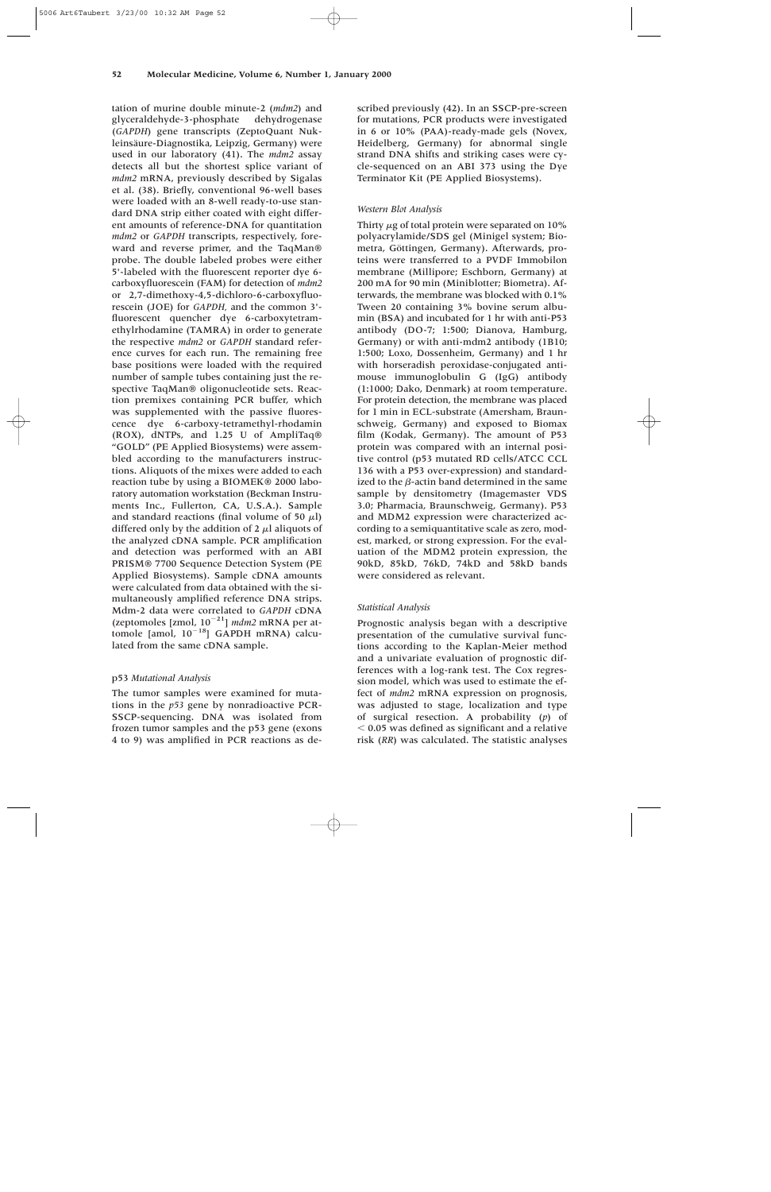tation of murine double minute-2 (*mdm2*) and glyceraldehyde-3-phosphate dehydrogenase (*GAPDH*) gene transcripts (ZeptoQuant Nukleinsäure-Diagnostika, Leipzig, Germany) were used in our laboratory (41). The *mdm2* assay detects all but the shortest splice variant of *mdm2* mRNA, previously described by Sigalas et al. (38). Briefly, conventional 96-well bases were loaded with an 8-well ready-to-use standard DNA strip either coated with eight different amounts of reference-DNA for quantitation *mdm2* or *GAPDH* transcripts, respectively, foreward and reverse primer, and the TaqMan® probe. The double labeled probes were either 5'-labeled with the fluorescent reporter dye 6-carboxyfluorescein (FAM) for detection of *mdm2* or 2,7-dimethoxy-4,5-dichloro-6-carboxyfluorescein (JOE) for *GAPDH,* and the common 3'-fluorescent quencher dye 6-carboxytetramethylrhodamine (TAMRA) in order to generate the respective *mdm2* or *GAPDH* standard reference curves for each run. The remaining free base positions were loaded with the required number of sample tubes containing just the respective TaqMan® oligonucleotide sets. Reaction premixes containing PCR buffer, which was supplemented with the passive fluorescence dye 6-carboxy-tetramethyl-rhodamin (ROX), dNTPs, and 1.25 U of AmpliTaq® "GOLD" (PE Applied Biosystems) were assembled according to the manufacturers instructions. Aliquots of the mixes were added to each reaction tube by using a BIOMEK® 2000 laboratory automation workstation (Beckman Instruments Inc., Fullerton, CA, U.S.A.). Sample and standard reactions (final volume of 50 $\mu$l) differed only by the addition of 2 $\mu$l aliquots of the analyzed cDNA sample. PCR amplification and detection was performed with an ABI PRISM® 7700 Sequence Detection System (PE Applied Biosystems). Sample cDNA amounts were calculated from data obtained with the simultaneously amplified reference DNA strips. Mdm-2 data were correlated to *GAPDH* cDNA (zeptomoles [zmol, $10^{-21}$] *mdm2* mRNA per attomole [amol, $10^{-18}$] GAPDH mRNA) calculated from the same cDNA sample.

### p53 *Mutational Analysis*

The tumor samples were examined for mutations in the *p53* gene by nonradioactive PCR-SSCP-sequencing. DNA was isolated from frozen tumor samples and the p53 gene (exons 4 to 9) was amplified in PCR reactions as described previously (42). In an SSCP-pre-screen for mutations, PCR products were investigated in 6 or 10% (PAA)-ready-made gels (Novex, Heidelberg, Germany) for abnormal single strand DNA shifts and striking cases were cycle-sequenced on an ABI 373 using the Dye Terminator Kit (PE Applied Biosystems).

### *Western Blot Analysis*

Thirty $\mu$g of total protein were separated on 10% polyacrylamide/SDS gel (Minigel system; Biometra, Göttingen, Germany). Afterwards, proteins were transferred to a PVDF Immobilon membrane (Millipore; Eschborn, Germany) at 200 mA for 90 min (Miniblotter; Biometra). Afterwards, the membrane was blocked with 0.1% Tween 20 containing 3% bovine serum albumin (BSA) and incubated for 1 hr with anti-P53 antibody (DO-7; 1:500; Dianova, Hamburg, Germany) or with anti-mdm2 antibody (1B10; 1:500; Loxo, Dossenheim, Germany) and 1 hr with horseradish peroxidase-conjugated antimouse immunoglobulin G (IgG) antibody (1:1000; Dako, Denmark) at room temperature. For protein detection, the membrane was placed for 1 min in ECL-substrate (Amersham, Braunschweig, Germany) and exposed to Biomax film (Kodak, Germany). The amount of P53 protein was compared with an internal positive control (p53 mutated RD cells/ATCC CCL 136 with a P53 over-expression) and standardized to the $\beta$-actin band determined in the same sample by densitometry (Imagemaster VDS 3.0; Pharmacia, Braunschweig, Germany). P53 and MDM2 expression were characterized according to a semiquantitative scale as zero, modest, marked, or strong expression. For the evaluation of the MDM2 protein expression, the 90kD, 85kD, 76kD, 74kD and 58kD bands were considered as relevant.

### *Statistical Analysis*

Prognostic analysis began with a descriptive presentation of the cumulative survival functions according to the Kaplan-Meier method and a univariate evaluation of prognostic differences with a log-rank test. The Cox regression model, which was used to estimate the effect of *mdm2* mRNA expression on prognosis, was adjusted to stage, localization and type of surgical resection. A probability ($p$) of $< 0.05$ was defined as significant and a relative risk (*RR*) was calculated. The statistic analyses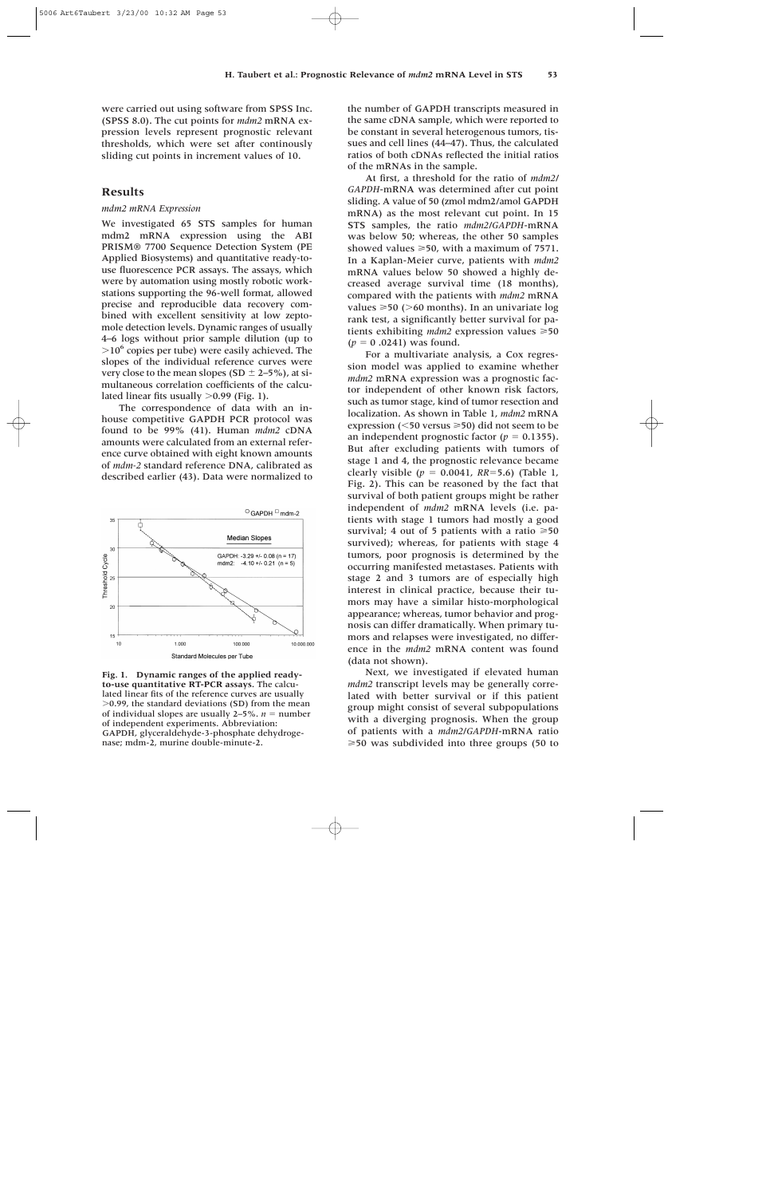were carried out using software from SPSS Inc. (SPSS 8.0). The cut points for *mdm2* mRNA expression levels represent prognostic relevant thresholds, which were set after continously sliding cut points in increment values of 10.

## Results

### *mdm2 mRNA Expression*

We investigated 65 STS samples for human mdm2 mRNA expression using the ABI PRISM® 7700 Sequence Detection System (PE Applied Biosystems) and quantitative ready-to-use fluorescence PCR assays. The assays, which were by automation using mostly robotic workstations supporting the 96-well format, allowed precise and reproducible data recovery combined with excellent sensitivity at low zeptomole detection levels. Dynamic ranges of usually 4–6 logs without prior sample dilution (up to $>10^6$ copies per tube) were easily achieved. The slopes of the individual reference curves were very close to the mean slopes (SD ± 2–5%), at simultaneous correlation coefficients of the calculated linear fits usually >0.99 (Fig. 1).

The correspondence of data with an in-house competitive GAPDH PCR protocol was found to be 99% (41). Human *mdm2* cDNA amounts were calculated from an external reference curve obtained with eight known amounts of *mdm-2* standard reference DNA, calibrated as described earlier (43). Data were normalized to the number of GAPDH transcripts measured in the same cDNA sample, which were reported to be constant in several heterogenous tumors, tissues and cell lines (44–47). Thus, the calculated ratios of both cDNAs reflected the initial ratios of the mRNAs in the sample.

**Fig. 1. Dynamic ranges of the applied ready-to-use quantitative RT-PCR assays.** The calculated linear fits of the reference curves are usually >0.99, the standard deviations (SD) from the mean of individual slopes are usually 2–5%. $n$ = number of independent experiments. Abbreviation: GAPDH, glyceraldehyde-3-phosphate dehydrogenase; mdm-2, murine double-minute-2.

At first, a threshold for the ratio of *mdm2/GAPDH*-mRNA was determined after cut point sliding. A value of 50 (zmol mdm2/amol GAPDH mRNA) as the most relevant cut point. In 15 STS samples, the ratio *mdm2/GAPDH*-mRNA was below 50; whereas, the other 50 samples showed values ≥50, with a maximum of 7571. In a Kaplan-Meier curve, patients with *mdm2* mRNA values below 50 showed a highly decreased average survival time (18 months), compared with the patients with *mdm2* mRNA values ≥50 (>60 months). In an univariate log rank test, a significantly better survival for patients exhibiting *mdm2* expression values ≥50 ($p = 0.0241$) was found.

For a multivariate analysis, a Cox regression model was applied to examine whether *mdm2* mRNA expression was a prognostic factor independent of other known risk factors, such as tumor stage, kind of tumor resection and localization. As shown in Table 1, *mdm2* mRNA expression (<50 versus ≥50) did not seem to be an independent prognostic factor ($p = 0.1355$). But after excluding patients with tumors of stage 1 and 4, the prognostic relevance became clearly visible ($p = 0.0041$, $RR = 5.6$) (Table 1, Fig. 2). This can be reasoned by the fact that survival of both patient groups might be rather independent of *mdm2* mRNA levels (i.e. patients with stage 1 tumors had mostly a good survival; 4 out of 5 patients with a ratio ≥50 survived); whereas, for patients with stage 4 tumors, poor prognosis is determined by the occurring manifested metastases. Patients with stage 2 and 3 tumors are of especially high interest in clinical practice, because their tumors may have a similar histo-morphological appearance; whereas, tumor behavior and prognosis can differ dramatically. When primary tumors and relapses were investigated, no difference in the *mdm2* mRNA content was found (data not shown).

Next, we investigated if elevated human *mdm2* transcript levels may be generally correlated with better survival or if this patient group might consist of several subpopulations with a diverging prognosis. When the group of patients with a *mdm2/GAPDH*-mRNA ratio ≥50 was subdivided into three groups (50 to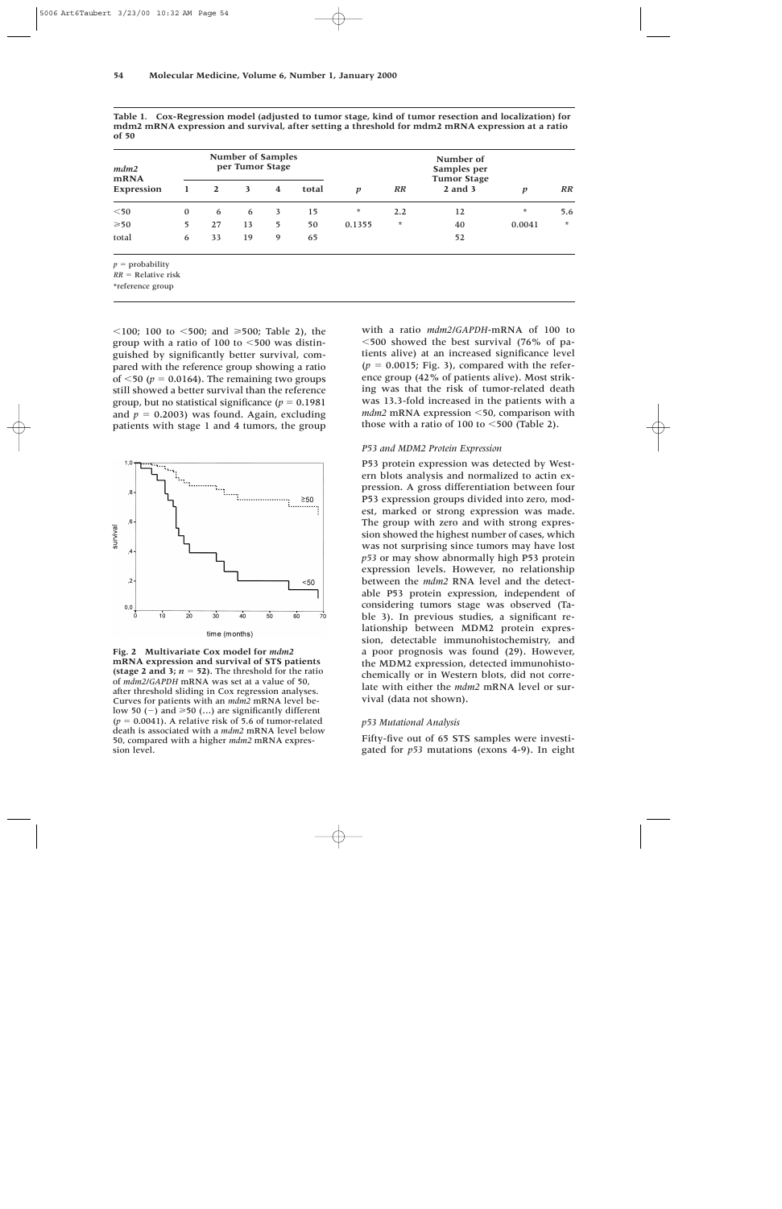**Table 1. Cox-Regression model (adjusted to tumor stage, kind of tumor resection and localization) for mdm2 mRNA expression and survival, after setting a threshold for mdm2 mRNA expression at a ratio of 50**

| *mdm2* mRNA Expression | Number of Samples per Tumor Stage | | | | | *p* | *RR* | Number of Samples per Tumor Stage | *p* | *RR* |
|---|---|---|---|---|---|---|---|---|---|---|
| | 1 | 2 | 3 | 4 | total | | | 2 and 3 | | |
| <50 | 0 | 6 | 6 | 3 | 15 | * | 2.2 | 12 | * | 5.6 |
| ≥50 | 5 | 27 | 13 | 5 | 50 | 0.1355 | * | 40 | 0.0041 | * |
| total | 6 | 33 | 19 | 9 | 65 | | | 52 | | |

$p$ = probability
$RR$ = Relative risk
*reference group

<100; 100 to <500; and ≥500; Table 2), the group with a ratio of 100 to <500 was distinguished by significantly better survival, compared with the reference group showing a ratio of <50 ($p = 0.0164$). The remaining two groups still showed a better survival than the reference group, but no statistical significance ($p = 0.1981$ and $p = 0.2003$) was found. Again, excluding patients with stage 1 and 4 tumors, the group with a ratio *mdm2/GAPDH*-mRNA of 100 to <500 showed the best survival (76% of patients alive) at an increased significance level ($p = 0.0015$; Fig. 3), compared with the reference group (42% of patients alive). Most striking was that the risk of tumor-related death was 13.3-fold increased in the patients with a *mdm2* mRNA expression <50, comparison with those with a ratio of 100 to <500 (Table 2).

**Fig. 2 Multivariate Cox model for *mdm2* mRNA expression and survival of STS patients (stage 2 and 3; $n = 52$).** The threshold for the ratio of *mdm2/GAPDH* mRNA was set at a value of 50, after threshold sliding in Cox regression analyses. Curves for patients with an *mdm2* mRNA level below 50 (—) and ≥50 (…) are significantly different ($p = 0.0041$). A relative risk of 5.6 of tumor-related death is associated with a *mdm2* mRNA level below 50, compared with a higher *mdm2* mRNA expression level.

### *P53 and MDM2 Protein Expression*

P53 protein expression was detected by Western blots analysis and normalized to actin expression. A gross differentiation between four P53 expression groups divided into zero, modest, marked or strong expression was made. The group with zero and with strong expression showed the highest number of cases, which was not surprising since tumors may have lost *p53* or may show abnormally high P53 protein expression levels. However, no relationship between the *mdm2* RNA level and the detectable P53 protein expression, independent of considering tumors stage was observed (Table 3). In previous studies, a significant relationship between MDM2 protein expression, detectable immunohistochemistry, and a poor prognosis was found (29). However, the MDM2 expression, detected immunohistochemically or in Western blots, did not correlate with either the *mdm2* mRNA level or survival (data not shown).

### *p53 Mutational Analysis*

Fifty-five out of 65 STS samples were investigated for *p53* mutations (exons 4-9). In eight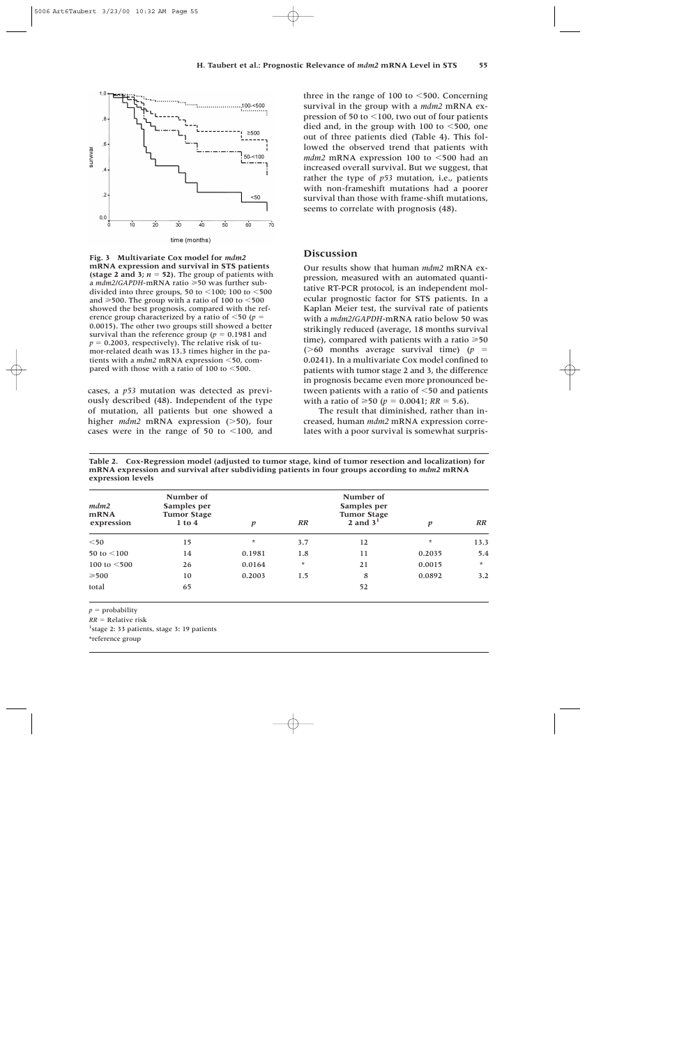**Fig. 3 Multivariate Cox model for *mdm2* mRNA expression and survival in STS patients (stage 2 and 3; $n = 52$).** The group of patients with a *mdm2/GAPDH*-mRNA ratio ≥50 was further subdivided into three groups, 50 to <100; 100 to <500 and ≥500. The group with a ratio of 100 to <500 showed the best prognosis, compared with the reference group characterized by a ratio of <50 ($p = 0.0015$). The other two groups still showed a better survival than the reference group ($p = 0.1981$ and $p = 0.2003$, respectively). The relative risk of tumor-related death was 13.3 times higher in the patients with a *mdm2* mRNA expression <50, compared with those with a ratio of 100 to <500.

cases, a *p53* mutation was detected as previously described (48). Independent of the type of mutation, all patients but one showed a higher *mdm2* mRNA expression (>50), four cases were in the range of 50 to <100, and three in the range of 100 to <500. Concerning survival in the group with a *mdm2* mRNA expression of 50 to <100, two out of four patients died and, in the group with 100 to <500, one out of three patients died (Table 4). This followed the observed trend that patients with *mdm2* mRNA expression 100 to <500 had an increased overall survival. But we suggest, that rather the type of *p53* mutation, i.e., patients with non-frameshift mutations had a poorer survival than those with frame-shift mutations, seems to correlate with prognosis (48).

## Discussion

Our results show that human *mdm2* mRNA expression, measured with an automated quantitative RT-PCR protocol, is an independent molecular prognostic factor for STS patients. In a Kaplan Meier test, the survival rate of patients with a *mdm2/GAPDH*-mRNA ratio below 50 was strikingly reduced (average, 18 months survival time), compared with patients with a ratio ≥50 (>60 months average survival time) ($p = 0.0241$). In a multivariate Cox model confined to patients with tumor stage 2 and 3, the difference in prognosis became even more pronounced between patients with a ratio of <50 and patients with a ratio of ≥50 ($p = 0.0041$; $RR = 5.6$).

The result that diminished, rather than increased, human *mdm2* mRNA expression correlates with a poor survival is somewhat surpris-

**Table 2. Cox-Regression model (adjusted to tumor stage, kind of tumor resection and localization) for mRNA expression and survival after subdividing patients in four groups according to *mdm2* mRNA expression levels**

| *mdm2* mRNA expression | Number of Samples per Tumor Stage 1 to 4 | $p$ | $RR$ | Number of Samples per Tumor Stage 2 and 3[1] | $p$ | $RR$ |
|---|---|---|---|---|---|---|
| <50 | 15 | * | 3.7 | 12 | * | 13.3 |
| 50 to <100 | 14 | 0.1981 | 1.8 | 11 | 0.2035 | 5.4 |
| 100 to <500 | 26 | 0.0164 | * | 21 | 0.0015 | * |
| ≥500 | 10 | 0.2003 | 1.5 | 8 | 0.0892 | 3.2 |
| total | 65 | | | 52 | | |

$p$ = probability
$RR$ = Relative risk
[1]stage 2: 33 patients, stage 3: 19 patients
*reference group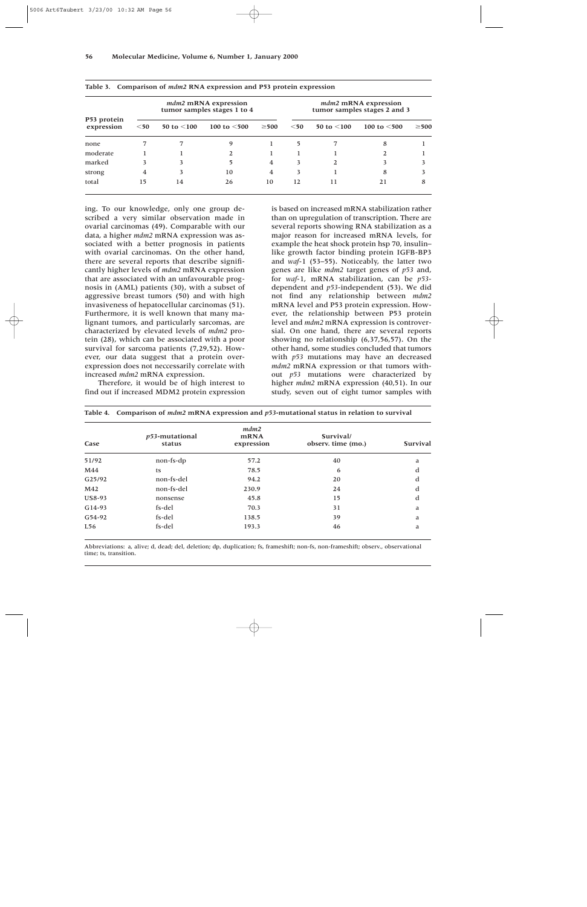**Table 3. Comparison of *mdm2* RNA expression and P53 protein expression**

| P53 protein expression | *mdm2* mRNA expression tumor samples stages 1 to 4 | | | | *mdm2* mRNA expression tumor samples stages 2 and 3 | | | |
|---|---|---|---|---|---|---|---|---|
| | <50 | 50 to <100 | 100 to <500 | ≥500 | <50 | 50 to <100 | 100 to <500 | ≥500 |
| none | 7 | 7 | 9 | 1 | 5 | 7 | 8 | 1 |
| moderate | 1 | 1 | 2 | 1 | 1 | 1 | 2 | 1 |
| marked | 3 | 3 | 5 | 4 | 3 | 2 | 3 | 3 |
| strong | 4 | 3 | 10 | 4 | 3 | 1 | 8 | 3 |
| total | 15 | 14 | 26 | 10 | 12 | 11 | 21 | 8 |

ing. To our knowledge, only one group described a very similar observation made in ovarial carcinomas (49). Comparable with our data, a higher *mdm2* mRNA expression was associated with a better prognosis in patients with ovarial carcinomas. On the other hand, there are several reports that describe significantly higher levels of *mdm2* mRNA expression that are associated with an unfavourable prognosis in (AML) patients (30), with a subset of aggressive breast tumors (50) and with high invasiveness of hepatocellular carcinomas (51). Furthermore, it is well known that many malignant tumors, and particularly sarcomas, are characterized by elevated levels of *mdm2* protein (28), which can be associated with a poor survival for sarcoma patients (7,29,52). However, our data suggest that a protein overexpression does not neccessarily correlate with increased *mdm2* mRNA expression.

Therefore, it would be of high interest to find out if increased MDM2 protein expression is based on increased mRNA stabilization rather than on upregulation of transcription. There are several reports showing RNA stabilization as a major reason for increased mRNA levels, for example the heat shock protein hsp 70, insulin–like growth factor binding protein IGFB-BP3 and *waf*-1 (53–55). Noticeably, the latter two genes are like *mdm2* target genes of *p53* and, for *waf*-1, mRNA stabilization, can be *p53*-dependent and *p53*-independent (53). We did not find any relationship between *mdm2* mRNA level and P53 protein expression. However, the relationship between P53 protein level and *mdm2* mRNA expression is controversial. On one hand, there are several reports showing no relationship (6,37,56,57). On the other hand, some studies concluded that tumors with *p53* mutations may have an decreased *mdm2* mRNA expression or that tumors without *p53* mutations were characterized by higher *mdm2* mRNA expression (40,51). In our study, seven out of eight tumor samples with

**Table 4. Comparison of *mdm2* mRNA expression and *p53*-mutational status in relation to survival**

| Case | *p53*-mutational status | *mdm2* mRNA expression | Survival/ observ. time (mo.) | Survival |
|---|---|---|---|---|
| 51/92 | non-fs-dp | 57.2 | 40 | a |
| M44 | ts | 78.5 | 6 | d |
| G25/92 | non-fs-del | 94.2 | 20 | d |
| M42 | non-fs-del | 230.9 | 24 | d |
| US8-93 | nonsense | 45.8 | 15 | d |
| G14-93 | fs-del | 70.3 | 31 | a |
| G54-92 | fs-del | 138.5 | 39 | a |
| L56 | fs-del | 193.3 | 46 | a |

Abbreviations: a, alive; d, dead; del, deletion; dp, duplication; fs, frameshift; non-fs, non-frameshift; observ., observational time; ts, transition.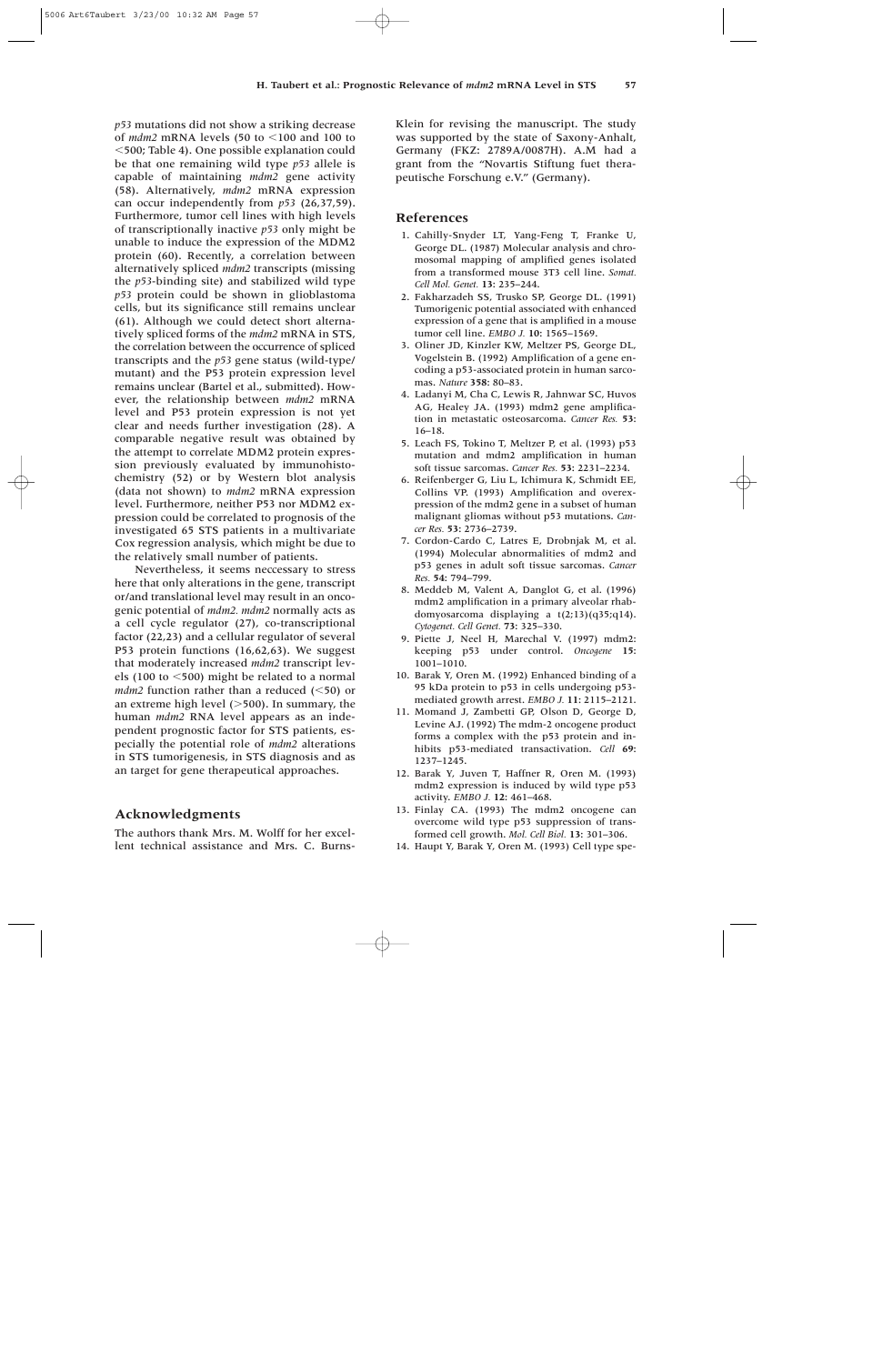*p53* mutations did not show a striking decrease of *mdm2* mRNA levels (50 to <100 and 100 to <500; Table 4). One possible explanation could be that one remaining wild type *p53* allele is capable of maintaining *mdm2* gene activity (58). Alternatively, *mdm2* mRNA expression can occur independently from *p53* (26,37,59). Furthermore, tumor cell lines with high levels of transcriptionally inactive *p53* only might be unable to induce the expression of the MDM2 protein (60). Recently, a correlation between alternatively spliced *mdm2* transcripts (missing the *p53*-binding site) and stabilized wild type *p53* protein could be shown in glioblastoma cells, but its significance still remains unclear (61). Although we could detect short alternatively spliced forms of the *mdm2* mRNA in STS, the correlation between the occurrence of spliced transcripts and the *p53* gene status (wild-type/mutant) and the P53 protein expression level remains unclear (Bartel et al., submitted). However, the relationship between *mdm2* mRNA level and P53 protein expression is not yet clear and needs further investigation (28). A comparable negative result was obtained by the attempt to correlate MDM2 protein expression previously evaluated by immunohistochemistry (52) or by Western blot analysis (data not shown) to *mdm2* mRNA expression level. Furthermore, neither P53 nor MDM2 expression could be correlated to prognosis of the investigated 65 STS patients in a multivariate Cox regression analysis, which might be due to the relatively small number of patients.

Nevertheless, it seems neccessary to stress here that only alterations in the gene, transcript or/and translational level may result in an oncogenic potential of *mdm2. mdm2* normally acts as a cell cycle regulator (27), co-transcriptional factor (22,23) and a cellular regulator of several P53 protein functions (16,62,63). We suggest that moderately increased *mdm2* transcript levels (100 to <500) might be related to a normal *mdm2* function rather than a reduced (<50) or an extreme high level (>500). In summary, the human *mdm2* RNA level appears as an independent prognostic factor for STS patients, especially the potential role of *mdm2* alterations in STS tumorigenesis, in STS diagnosis and as an target for gene therapeutical approaches.

## Acknowledgments

The authors thank Mrs. M. Wolff for her excellent technical assistance and Mrs. C. Burns-Klein for revising the manuscript. The study was supported by the state of Saxony-Anhalt, Germany (FKZ: 2789A/0087H). A.M had a grant from the "Novartis Stiftung fuet therapeutische Forschung e.V." (Germany).

## References

1. Cahilly-Snyder LT, Yang-Feng T, Franke U, George DL. (1987) Molecular analysis and chromosomal mapping of amplified genes isolated from a transformed mouse 3T3 cell line. *Somat. Cell Mol. Genet.* **13:** 235–244.
2. Fakharzadeh SS, Trusko SP, George DL. (1991) Tumorigenic potential associated with enhanced expression of a gene that is amplified in a mouse tumor cell line. *EMBO J.* **10:** 1565–1569.
3. Oliner JD, Kinzler KW, Meltzer PS, George DL, Vogelstein B. (1992) Amplification of a gene encoding a p53-associated protein in human sarcomas. *Nature* **358:** 80–83.
4. Ladanyi M, Cha C, Lewis R, Jahnwar SC, Huvos AG, Healey JA. (1993) mdm2 gene amplification in metastatic osteosarcoma. *Cancer Res.* **53:** 16–18.
5. Leach FS, Tokino T, Meltzer P, et al. (1993) p53 mutation and mdm2 amplification in human soft tissue sarcomas. *Cancer Res.* **53:** 2231–2234.
6. Reifenberger G, Liu L, Ichimura K, Schmidt EE, Collins VP. (1993) Amplification and overexpression of the mdm2 gene in a subset of human malignant gliomas without p53 mutations. *Cancer Res.* **53:** 2736–2739.
7. Cordon-Cardo C, Latres E, Drobnjak M, et al. (1994) Molecular abnormalities of mdm2 and p53 genes in adult soft tissue sarcomas. *Cancer Res.* **54:** 794–799.
8. Meddeb M, Valent A, Danglot G, et al. (1996) mdm2 amplification in a primary alveolar rhabdomyosarcoma displaying a t(2;13)(q35;q14). *Cytogenet. Cell Genet.* **73:** 325–330.
9. Piette J, Neel H, Marechal V. (1997) mdm2: keeping p53 under control. *Oncogene* **15:** 1001–1010.
10. Barak Y, Oren M. (1992) Enhanced binding of a 95 kDa protein to p53 in cells undergoing p53-mediated growth arrest. *EMBO J.* **11:** 2115–2121.
11. Momand J, Zambetti GP, Olson D, George D, Levine AJ. (1992) The mdm-2 oncogene product forms a complex with the p53 protein and inhibits p53-mediated transactivation. *Cell* **69:** 1237–1245.
12. Barak Y, Juven T, Haffner R, Oren M. (1993) mdm2 expression is induced by wild type p53 activity. *EMBO J.* **12:** 461–468.
13. Finlay CA. (1993) The mdm2 oncogene can overcome wild type p53 suppression of transformed cell growth. *Mol. Cell Biol.* **13:** 301–306.
14. Haupt Y, Barak Y, Oren M. (1993) Cell type spe-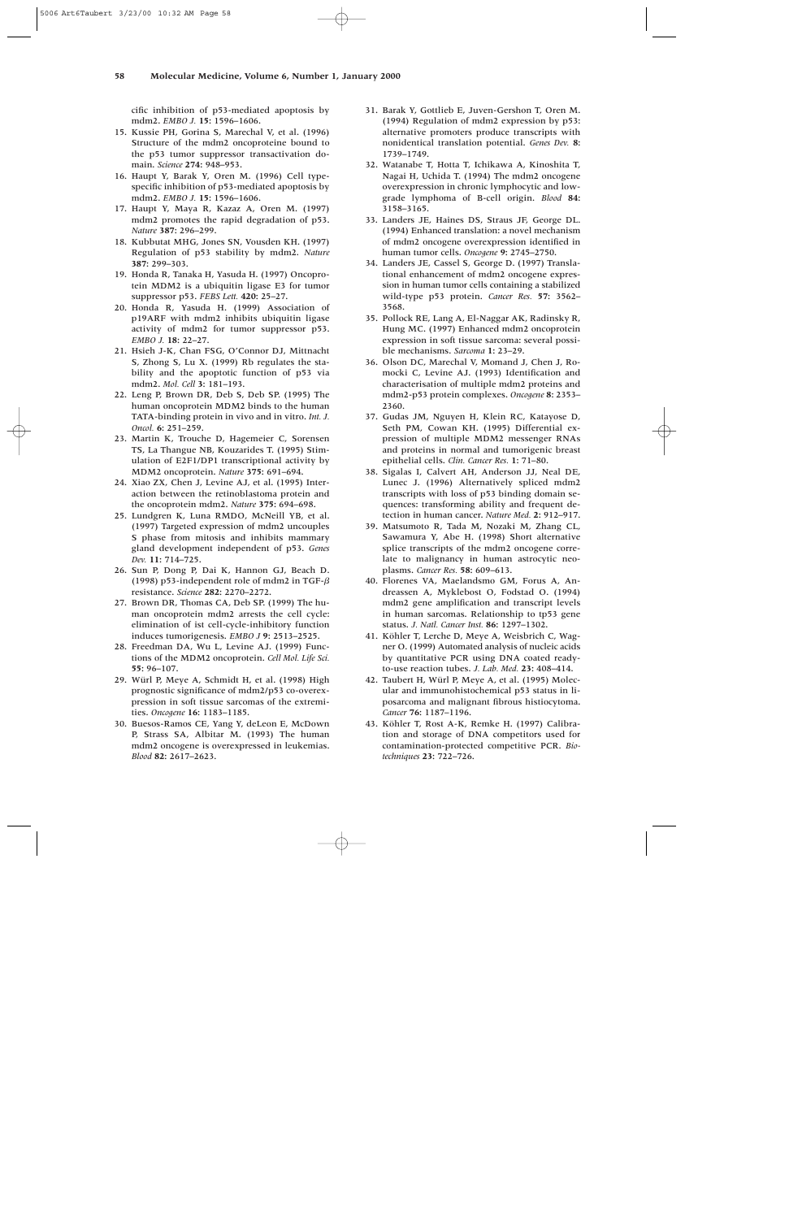cific inhibition of p53-mediated apoptosis by mdm2. *EMBO J.* **15**: 1596–1606.

15. Kussie PH, Gorina S, Marechal V, et al. (1996) Structure of the mdm2 oncoproteine bound to the p53 tumor suppressor transactivation domain. *Science* **274**: 948–953.
16. Haupt Y, Barak Y, Oren M. (1996) Cell type-specific inhibition of p53-mediated apoptosis by mdm2. *EMBO J.* **15**: 1596–1606.
17. Haupt Y, Maya R, Kazaz A, Oren M. (1997) mdm2 promotes the rapid degradation of p53. *Nature* **387**: 296–299.
18. Kubbutat MHG, Jones SN, Vousden KH. (1997) Regulation of p53 stability by mdm2. *Nature* **387**: 299–303.
19. Honda R, Tanaka H, Yasuda H. (1997) Oncoprotein MDM2 is a ubiquitin ligase E3 for tumor suppressor p53. *FEBS Lett.* **420**: 25–27.
20. Honda R, Yasuda H. (1999) Association of p19ARF with mdm2 inhibits ubiquitin ligase activity of mdm2 for tumor suppressor p53. *EMBO J.* **18**: 22–27.
21. Hsieh J-K, Chan FSG, O'Connor DJ, Mittnacht S, Zhong S, Lu X. (1999) Rb regulates the stability and the apoptotic function of p53 via mdm2. *Mol. Cell* **3**: 181–193.
22. Leng P, Brown DR, Deb S, Deb SP. (1995) The human oncoprotein MDM2 binds to the human TATA-binding protein in vivo and in vitro. *Int. J. Oncol.* **6**: 251–259.
23. Martin K, Trouche D, Hagemeier C, Sorensen TS, La Thangue NB, Kouzarides T. (1995) Stimulation of E2F1/DP1 transcriptional activity by MDM2 oncoprotein. *Nature* **375**: 691–694.
24. Xiao ZX, Chen J, Levine AJ, et al. (1995) Interaction between the retinoblastoma protein and the oncoprotein mdm2. *Nature* **375**: 694–698.
25. Lundgren K, Luna RMDO, McNeill YB, et al. (1997) Targeted expression of mdm2 uncouples S phase from mitosis and inhibits mammary gland development independent of p53. *Genes Dev.* **11**: 714–725.
26. Sun P, Dong P, Dai K, Hannon GJ, Beach D. (1998) p53-independent role of mdm2 in TGF-$\beta$ resistance. *Science* **282**: 2270–2272.
27. Brown DR, Thomas CA, Deb SP. (1999) The human oncoprotein mdm2 arrests the cell cycle: elimination of ist cell-cycle-inhibitory function induces tumorigenesis. *EMBO J* **9**: 2513–2525.
28. Freedman DA, Wu L, Levine AJ. (1999) Functions of the MDM2 oncoprotein. *Cell Mol. Life Sci.* **55**: 96–107.
29. Würl P, Meye A, Schmidt H, et al. (1998) High prognostic significance of mdm2/p53 co-overexpression in soft tissue sarcomas of the extremities. *Oncogene* **16**: 1183–1185.
30. Buesos-Ramos CE, Yang Y, deLeon E, McDown P, Strass SA, Albitar M. (1993) The human mdm2 oncogene is overexpressed in leukemias. *Blood* **82**: 2617–2623.
31. Barak Y, Gottlieb E, Juven-Gershon T, Oren M. (1994) Regulation of mdm2 expression by p53: alternative promoters produce transcripts with nonidentical translation potential. *Genes Dev.* **8**: 1739–1749.
32. Watanabe T, Hotta T, Ichikawa A, Kinoshita T, Nagai H, Uchida T. (1994) The mdm2 oncogene overexpression in chronic lymphocytic and low-grade lymphoma of B-cell origin. *Blood* **84**: 3158–3165.
33. Landers JE, Haines DS, Straus JF, George DL. (1994) Enhanced translation: a novel mechanism of mdm2 oncogene overexpression identified in human tumor cells. *Oncogene* **9**: 2745–2750.
34. Landers JE, Cassel S, George D. (1997) Translational enhancement of mdm2 oncogene expression in human tumor cells containing a stabilized wild-type p53 protein. *Cancer Res.* **57**: 3562–3568.
35. Pollock RE, Lang A, El-Naggar AK, Radinsky R, Hung MC. (1997) Enhanced mdm2 oncoprotein expression in soft tissue sarcoma: several possible mechanisms. *Sarcoma* **1**: 23–29.
36. Olson DC, Marechal V, Momand J, Chen J, Romocki C, Levine AJ. (1993) Identification and characterisation of multiple mdm2 proteins and mdm2-p53 protein complexes. *Oncogene* **8**: 2353–2360.
37. Gudas JM, Nguyen H, Klein RC, Katayose D, Seth PM, Cowan KH. (1995) Differential expression of multiple MDM2 messenger RNAs and proteins in normal and tumorigenic breast epithelial cells. *Clin. Cancer Res.* **1**: 71–80.
38. Sigalas I, Calvert AH, Anderson JJ, Neal DE, Lunec J. (1996) Alternatively spliced mdm2 transcripts with loss of p53 binding domain sequences: transforming ability and frequent detection in human cancer. *Nature Med.* **2**: 912–917.
39. Matsumoto R, Tada M, Nozaki M, Zhang CL, Sawamura Y, Abe H. (1998) Short alternative splice transcripts of the mdm2 oncogene correlate to malignancy in human astrocytic neoplasms. *Cancer Res.* **58**: 609–613.
40. Florenes VA, Maelandsmo GM, Forus A, Andreassen A, Myklebost O, Fodstad O. (1994) mdm2 gene amplification and transcript levels in human sarcomas. Relationship to tp53 gene status. *J. Natl. Cancer Inst.* **86**: 1297–1302.
41. Köhler T, Lerche D, Meye A, Weisbrich C, Wagner O. (1999) Automated analysis of nucleic acids by quantitative PCR using DNA coated ready-to-use reaction tubes. *J. Lab. Med.* **23**: 408–414.
42. Taubert H, Würl P, Meye A, et al. (1995) Molecular and immunohistochemical p53 status in liposarcoma and malignant fibrous histiocytoma. *Cancer* **76**: 1187–1196.
43. Köhler T, Rost A-K, Remke H. (1997) Calibration and storage of DNA competitors used for contamination-protected competitive PCR. *Biotechniques* **23**: 722–726.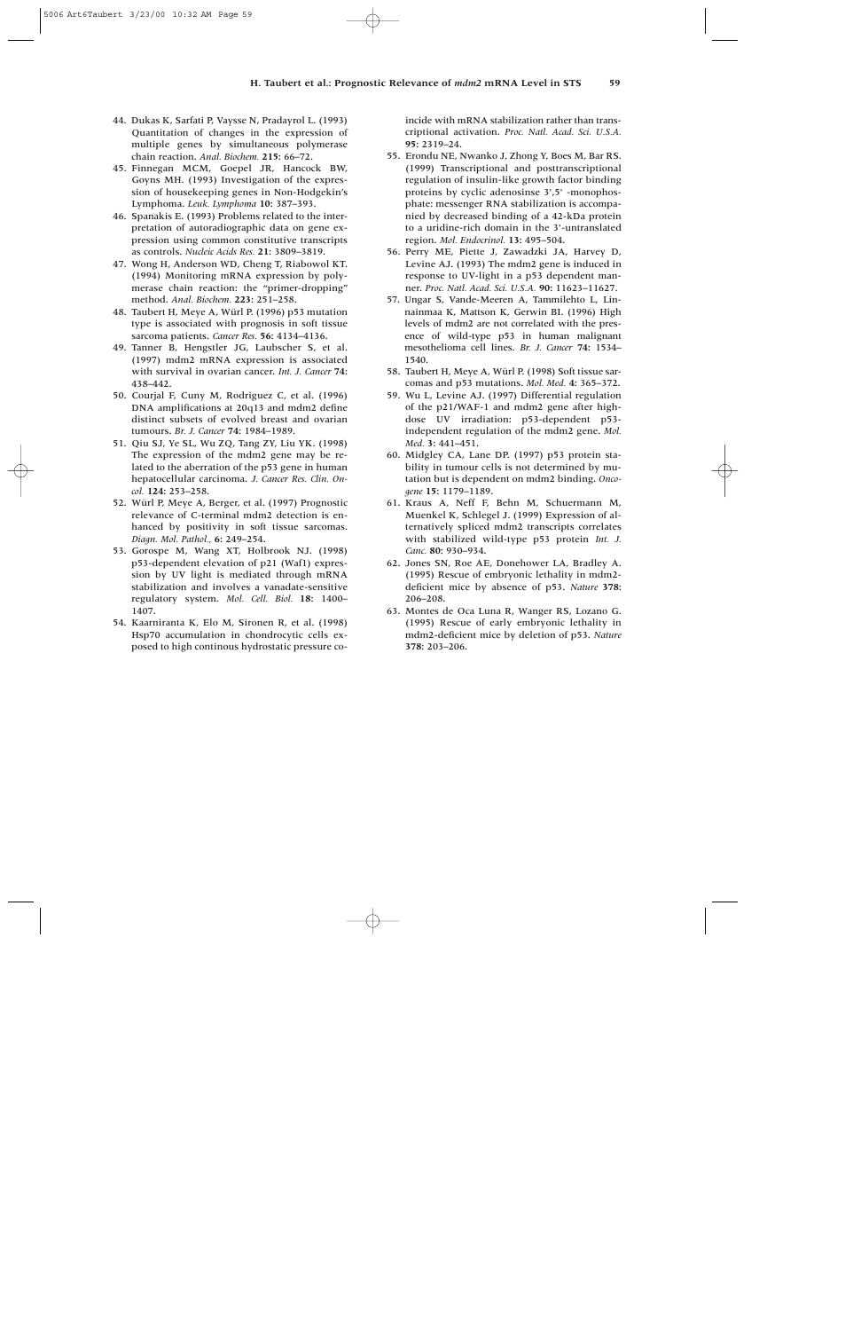44. Dukas K, Sarfati P, Vaysse N, Pradayrol L. (1993) Quantitation of changes in the expression of multiple genes by simultaneous polymerase chain reaction. *Anal. Biochem.* **215**: 66–72.
45. Finnegan MCM, Goepel JR, Hancock BW, Goyns MH. (1993) Investigation of the expression of housekeeping genes in Non-Hodgekin's Lymphoma. *Leuk. Lymphoma* **10**: 387–393.
46. Spanakis E. (1993) Problems related to the interpretation of autoradiographic data on gene expression using common constitutive transcripts as controls. *Nucleic Acids Res.* **21**: 3809–3819.
47. Wong H, Anderson WD, Cheng T, Riabowol KT. (1994) Monitoring mRNA expression by polymerase chain reaction: the "primer-dropping" method. *Anal. Biochem.* **223**: 251–258.
48. Taubert H, Meye A, Würl P. (1996) p53 mutation type is associated with prognosis in soft tissue sarcoma patients. *Cancer Res.* **56**: 4134–4136.
49. Tanner B, Hengstler JG, Laubscher S, et al. (1997) mdm2 mRNA expression is associated with survival in ovarian cancer. *Int. J. Cancer* **74**: 438–442.
50. Courjal F, Cuny M, Rodriguez C, et al. (1996) DNA amplifications at 20q13 and mdm2 define distinct subsets of evolved breast and ovarian tumours. *Br. J. Cancer* **74**: 1984–1989.
51. Qiu SJ, Ye SL, Wu ZQ, Tang ZY, Liu YK. (1998) The expression of the mdm2 gene may be related to the aberration of the p53 gene in human hepatocellular carcinoma. *J. Cancer Res. Clin. Oncol.* **124**: 253–258.
52. Würl P, Meye A, Berger, et al. (1997) Prognostic relevance of C-terminal mdm2 detection is enhanced by positivity in soft tissue sarcomas. *Diagn. Mol. Pathol.,* **6**: 249–254.
53. Gorospe M, Wang XT, Holbrook NJ. (1998) p53-dependent elevation of p21 (Waf1) expression by UV light is mediated through mRNA stabilization and involves a vanadate-sensitive regulatory system. *Mol. Cell. Biol.* **18**: 1400–1407.
54. Kaarniranta K, Elo M, Sironen R, et al. (1998) Hsp70 accumulation in chondrocytic cells exposed to high continous hydrostatic pressure coincide with mRNA stabilization rather than transcriptional activation. *Proc. Natl. Acad. Sci. U.S.A.* **95**: 2319–24.
55. Erondu NE, Nwanko J, Zhong Y, Boes M, Bar RS. (1999) Transcriptional and posttranscriptional regulation of insulin-like growth factor binding proteins by cyclic adenosinse 3',5' -monophosphate: messenger RNA stabilization is accompanied by decreased binding of a 42-kDa protein to a uridine-rich domain in the 3'-untranslated region. *Mol. Endocrinol.* **13**: 495–504.
56. Perry ME, Piette J, Zawadzki JA, Harvey D, Levine AJ. (1993) The mdm2 gene is induced in response to UV-light in a p53 dependent manner. *Proc. Natl. Acad. Sci. U.S.A.* **90**: 11623–11627.
57. Ungar S, Vande-Meeren A, Tammilehto L, Linnainmaa K, Mattson K, Gerwin BI. (1996) High levels of mdm2 are not correlated with the presence of wild-type p53 in human malignant mesothelioma cell lines. *Br. J. Cancer* **74**: 1534–1540.
58. Taubert H, Meye A, Würl P. (1998) Soft tissue sarcomas and p53 mutations. *Mol. Med.* **4**: 365–372.
59. Wu L, Levine AJ. (1997) Differential regulation of the p21/WAF-1 and mdm2 gene after high-dose UV irradiation: p53-dependent p53-independent regulation of the mdm2 gene. *Mol. Med.* **3**: 441–451.
60. Midgley CA, Lane DP. (1997) p53 protein stability in tumour cells is not determined by mutation but is dependent on mdm2 binding. *Oncogene* **15**: 1179–1189.
61. Kraus A, Neff F, Behn M, Schuermann M, Muenkel K, Schlegel J. (1999) Expression of alternatively spliced mdm2 transcripts correlates with stabilized wild-type p53 protein *Int. J. Canc.* **80**: 930–934.
62. Jones SN, Roe AE, Donehower LA, Bradley A. (1995) Rescue of embryonic lethality in mdm2-deficient mice by absence of p53. *Nature* **378**: 206–208.
63. Montes de Oca Luna R, Wanger RS, Lozano G. (1995) Rescue of early embryonic lethality in mdm2-deficient mice by deletion of p53. *Nature* **378**: 203–206.